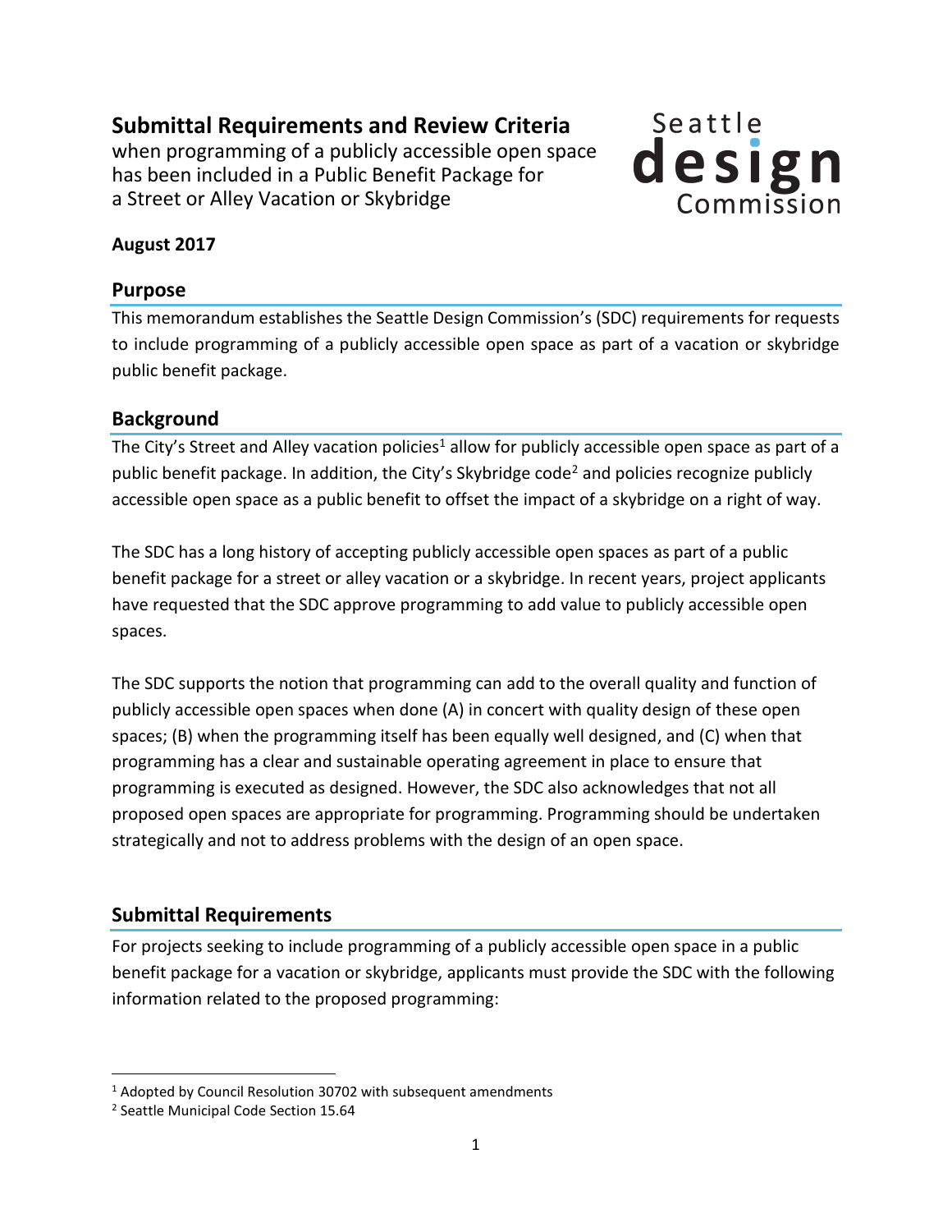# Submittal Requirements and Review Criteria

when programming of a publicly accessible open space has been included in a Public Benefit Package for a Street or Alley Vacation or Skybridge

Seattle **design** Commission

**August 2017**

## Purpose

This memorandum establishes the Seattle Design Commission's (SDC) requirements for requests to include programming of a publicly accessible open space as part of a vacation or skybridge public benefit package.

## Background

The City's Street and Alley vacation policies[1] allow for publicly accessible open space as part of a public benefit package. In addition, the City's Skybridge code[2] and policies recognize publicly accessible open space as a public benefit to offset the impact of a skybridge on a right of way.

The SDC has a long history of accepting publicly accessible open spaces as part of a public benefit package for a street or alley vacation or a skybridge. In recent years, project applicants have requested that the SDC approve programming to add value to publicly accessible open spaces.

The SDC supports the notion that programming can add to the overall quality and function of publicly accessible open spaces when done (A) in concert with quality design of these open spaces; (B) when the programming itself has been equally well designed, and (C) when that programming has a clear and sustainable operating agreement in place to ensure that programming is executed as designed. However, the SDC also acknowledges that not all proposed open spaces are appropriate for programming. Programming should be undertaken strategically and not to address problems with the design of an open space.

## Submittal Requirements

For projects seeking to include programming of a publicly accessible open space in a public benefit package for a vacation or skybridge, applicants must provide the SDC with the following information related to the proposed programming:

---

[1] Adopted by Council Resolution 30702 with subsequent amendments

[2] Seattle Municipal Code Section 15.64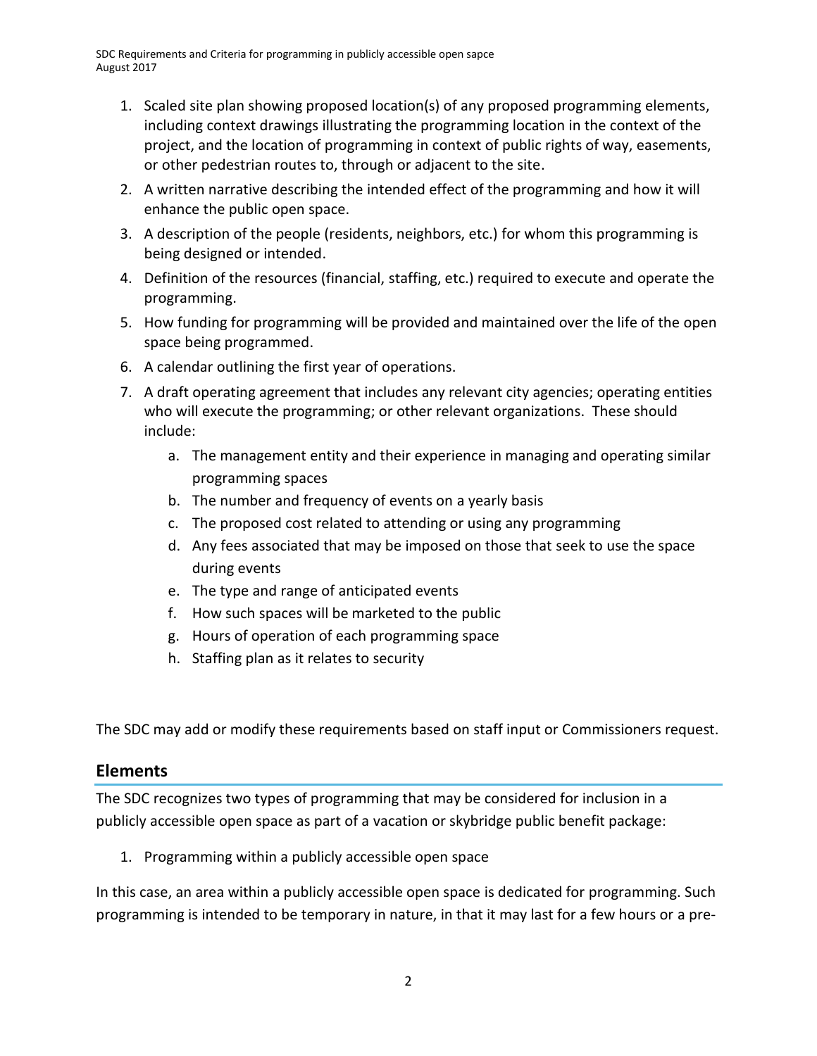1. Scaled site plan showing proposed location(s) of any proposed programming elements, including context drawings illustrating the programming location in the context of the project, and the location of programming in context of public rights of way, easements, or other pedestrian routes to, through or adjacent to the site.
2. A written narrative describing the intended effect of the programming and how it will enhance the public open space.
3. A description of the people (residents, neighbors, etc.) for whom this programming is being designed or intended.
4. Definition of the resources (financial, staffing, etc.) required to execute and operate the programming.
5. How funding for programming will be provided and maintained over the life of the open space being programmed.
6. A calendar outlining the first year of operations.
7. A draft operating agreement that includes any relevant city agencies; operating entities who will execute the programming; or other relevant organizations. These should include:
   a. The management entity and their experience in managing and operating similar programming spaces
   b. The number and frequency of events on a yearly basis
   c. The proposed cost related to attending or using any programming
   d. Any fees associated that may be imposed on those that seek to use the space during events
   e. The type and range of anticipated events
   f. How such spaces will be marketed to the public
   g. Hours of operation of each programming space
   h. Staffing plan as it relates to security

The SDC may add or modify these requirements based on staff input or Commissioners request.

## Elements

The SDC recognizes two types of programming that may be considered for inclusion in a publicly accessible open space as part of a vacation or skybridge public benefit package:

1. Programming within a publicly accessible open space

In this case, an area within a publicly accessible open space is dedicated for programming. Such programming is intended to be temporary in nature, in that it may last for a few hours or a pre-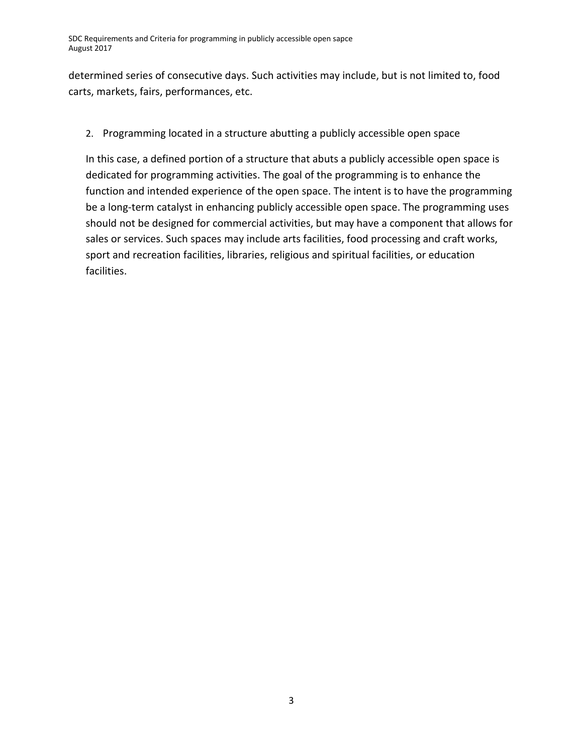determined series of consecutive days. Such activities may include, but is not limited to, food carts, markets, fairs, performances, etc.

2. Programming located in a structure abutting a publicly accessible open space

   In this case, a defined portion of a structure that abuts a publicly accessible open space is dedicated for programming activities. The goal of the programming is to enhance the function and intended experience of the open space. The intent is to have the programming be a long-term catalyst in enhancing publicly accessible open space. The programming uses should not be designed for commercial activities, but may have a component that allows for sales or services. Such spaces may include arts facilities, food processing and craft works, sport and recreation facilities, libraries, religious and spiritual facilities, or education facilities.